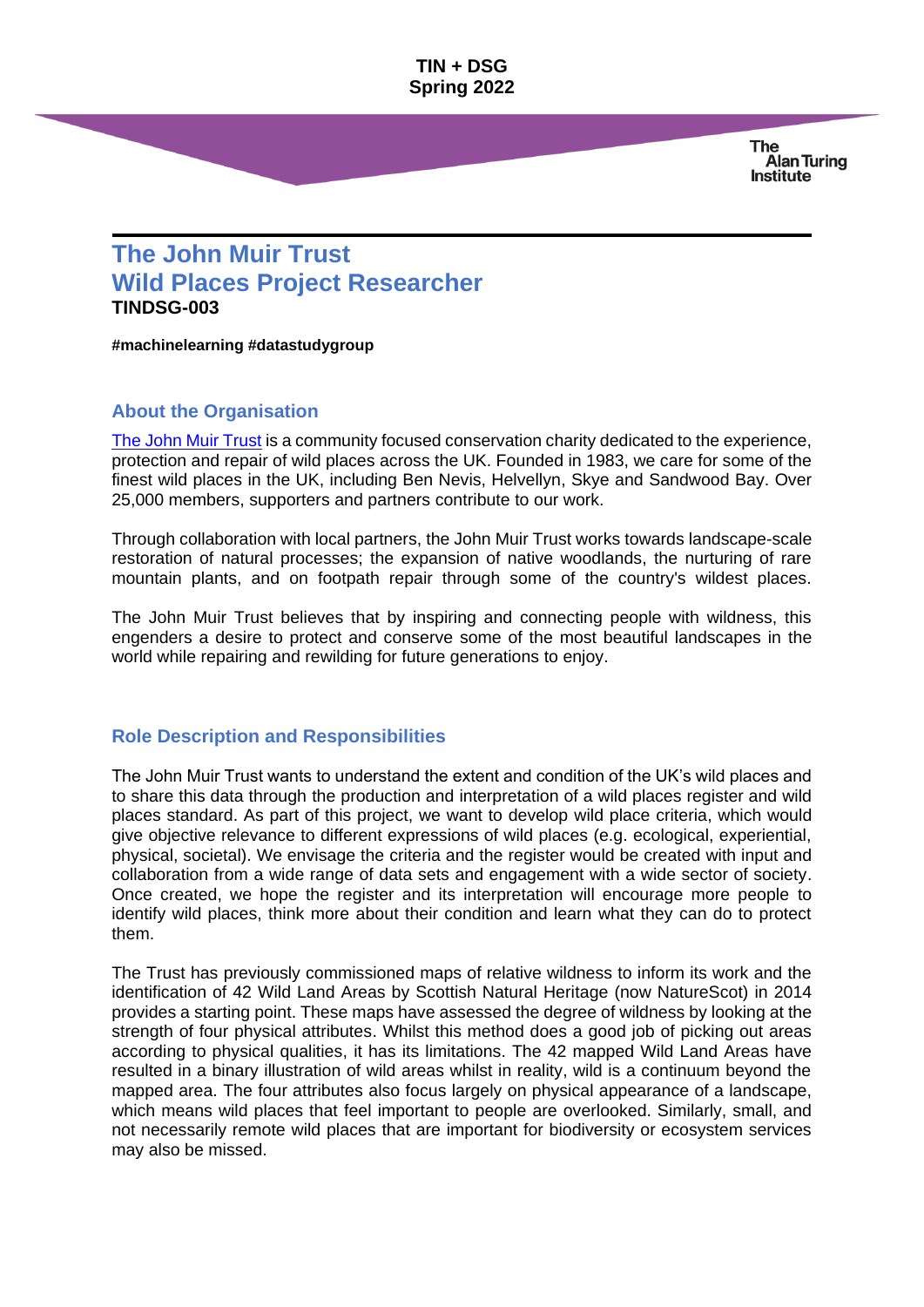TIN + DSG
Spring 2022

# The John Muir Trust
# Wild Places Project Researcher

**TINDSG-003**

**#machinelearning #datastudygroup**

## About the Organisation

[The John Muir Trust](#) is a community focused conservation charity dedicated to the experience, protection and repair of wild places across the UK. Founded in 1983, we care for some of the finest wild places in the UK, including Ben Nevis, Helvellyn, Skye and Sandwood Bay. Over 25,000 members, supporters and partners contribute to our work.

Through collaboration with local partners, the John Muir Trust works towards landscape-scale restoration of natural processes; the expansion of native woodlands, the nurturing of rare mountain plants, and on footpath repair through some of the country's wildest places.

The John Muir Trust believes that by inspiring and connecting people with wildness, this engenders a desire to protect and conserve some of the most beautiful landscapes in the world while repairing and rewilding for future generations to enjoy.

## Role Description and Responsibilities

The John Muir Trust wants to understand the extent and condition of the UK's wild places and to share this data through the production and interpretation of a wild places register and wild places standard. As part of this project, we want to develop wild place criteria, which would give objective relevance to different expressions of wild places (e.g. ecological, experiential, physical, societal). We envisage the criteria and the register would be created with input and collaboration from a wide range of data sets and engagement with a wide sector of society. Once created, we hope the register and its interpretation will encourage more people to identify wild places, think more about their condition and learn what they can do to protect them.

The Trust has previously commissioned maps of relative wildness to inform its work and the identification of 42 Wild Land Areas by Scottish Natural Heritage (now NatureScot) in 2014 provides a starting point. These maps have assessed the degree of wildness by looking at the strength of four physical attributes. Whilst this method does a good job of picking out areas according to physical qualities, it has its limitations. The 42 mapped Wild Land Areas have resulted in a binary illustration of wild areas whilst in reality, wild is a continuum beyond the mapped area. The four attributes also focus largely on physical appearance of a landscape, which means wild places that feel important to people are overlooked. Similarly, small, and not necessarily remote wild places that are important for biodiversity or ecosystem services may also be missed.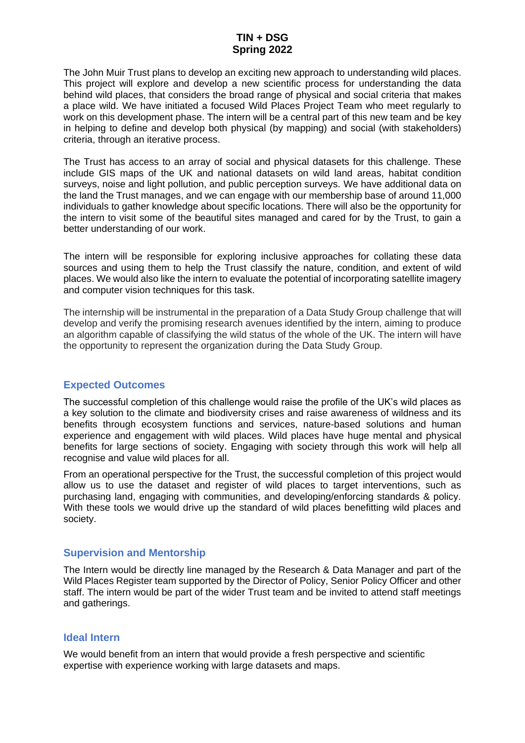**TIN + DSG**
**Spring 2022**

The John Muir Trust plans to develop an exciting new approach to understanding wild places. This project will explore and develop a new scientific process for understanding the data behind wild places, that considers the broad range of physical and social criteria that makes a place wild. We have initiated a focused Wild Places Project Team who meet regularly to work on this development phase. The intern will be a central part of this new team and be key in helping to define and develop both physical (by mapping) and social (with stakeholders) criteria, through an iterative process.

The Trust has access to an array of social and physical datasets for this challenge. These include GIS maps of the UK and national datasets on wild land areas, habitat condition surveys, noise and light pollution, and public perception surveys. We have additional data on the land the Trust manages, and we can engage with our membership base of around 11,000 individuals to gather knowledge about specific locations. There will also be the opportunity for the intern to visit some of the beautiful sites managed and cared for by the Trust, to gain a better understanding of our work.

The intern will be responsible for exploring inclusive approaches for collating these data sources and using them to help the Trust classify the nature, condition, and extent of wild places. We would also like the intern to evaluate the potential of incorporating satellite imagery and computer vision techniques for this task.

The internship will be instrumental in the preparation of a Data Study Group challenge that will develop and verify the promising research avenues identified by the intern, aiming to produce an algorithm capable of classifying the wild status of the whole of the UK. The intern will have the opportunity to represent the organization during the Data Study Group.

## Expected Outcomes

The successful completion of this challenge would raise the profile of the UK's wild places as a key solution to the climate and biodiversity crises and raise awareness of wildness and its benefits through ecosystem functions and services, nature-based solutions and human experience and engagement with wild places. Wild places have huge mental and physical benefits for large sections of society. Engaging with society through this work will help all recognise and value wild places for all.

From an operational perspective for the Trust, the successful completion of this project would allow us to use the dataset and register of wild places to target interventions, such as purchasing land, engaging with communities, and developing/enforcing standards & policy. With these tools we would drive up the standard of wild places benefitting wild places and society.

## Supervision and Mentorship

The Intern would be directly line managed by the Research & Data Manager and part of the Wild Places Register team supported by the Director of Policy, Senior Policy Officer and other staff. The intern would be part of the wider Trust team and be invited to attend staff meetings and gatherings.

## Ideal Intern

We would benefit from an intern that would provide a fresh perspective and scientific expertise with experience working with large datasets and maps.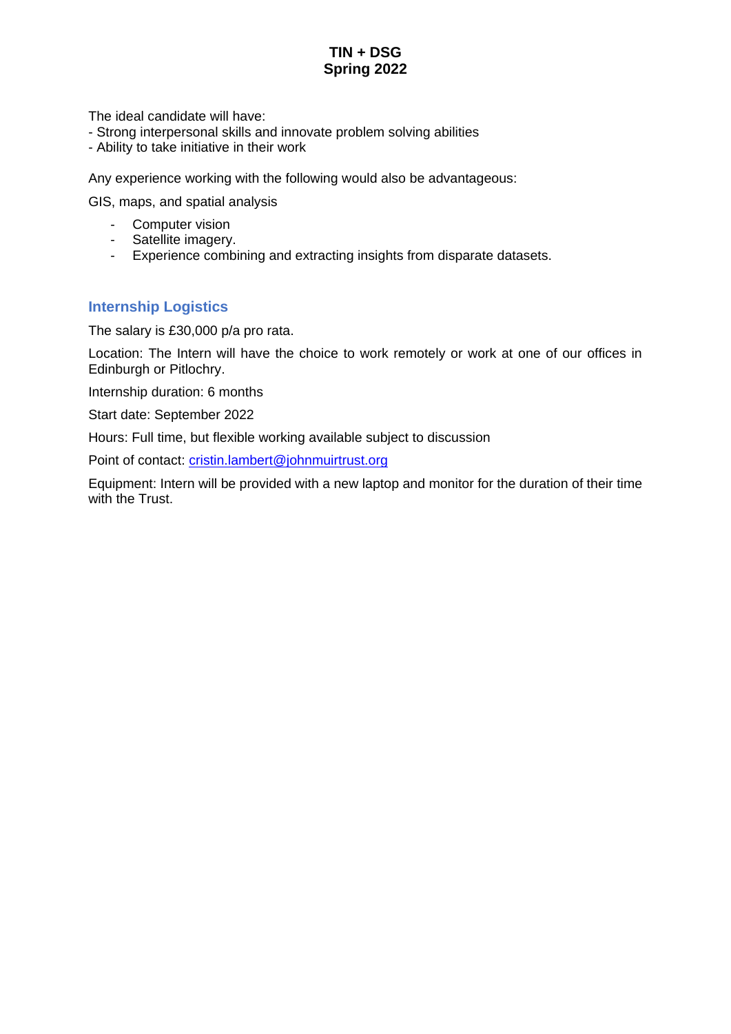The ideal candidate will have:
- Strong interpersonal skills and innovate problem solving abilities
- Ability to take initiative in their work

Any experience working with the following would also be advantageous:

GIS, maps, and spatial analysis

- Computer vision
- Satellite imagery.
- Experience combining and extracting insights from disparate datasets.

## Internship Logistics

The salary is £30,000 p/a pro rata.

Location: The Intern will have the choice to work remotely or work at one of our offices in Edinburgh or Pitlochry.

Internship duration: 6 months

Start date: September 2022

Hours: Full time, but flexible working available subject to discussion

Point of contact: cristin.lambert@johnmuirtrust.org

Equipment: Intern will be provided with a new laptop and monitor for the duration of their time with the Trust.